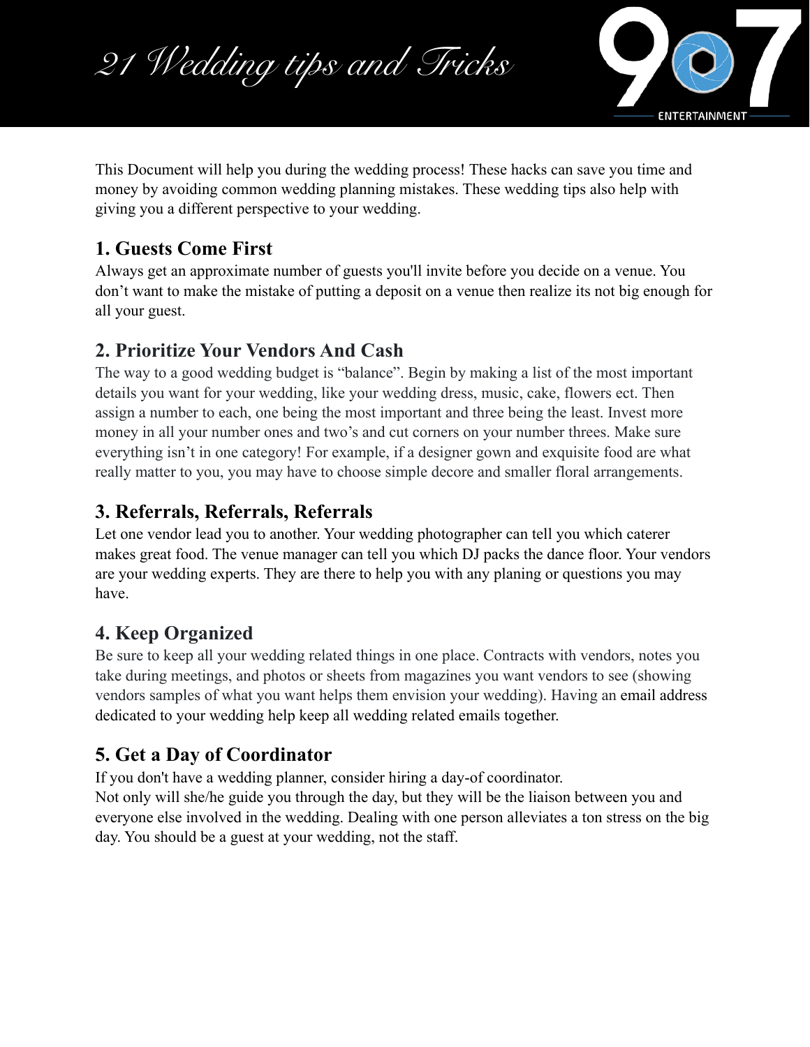# 21 Wedding tips and Tricks

This Document will help you during the wedding process! These hacks can save you time and money by avoiding common wedding planning mistakes. These wedding tips also help with giving you a different perspective to your wedding.

## 1. Guests Come First

Always get an approximate number of guests you'll invite before you decide on a venue. You don't want to make the mistake of putting a deposit on a venue then realize its not big enough for all your guest.

## 2. Prioritize Your Vendors And Cash

The way to a good wedding budget is "balance". Begin by making a list of the most important details you want for your wedding, like your wedding dress, music, cake, flowers ect. Then assign a number to each, one being the most important and three being the least. Invest more money in all your number ones and two's and cut corners on your number threes. Make sure everything isn't in one category! For example, if a designer gown and exquisite food are what really matter to you, you may have to choose simple decore and smaller floral arrangements.

## 3. Referrals, Referrals, Referrals

Let one vendor lead you to another. Your wedding photographer can tell you which caterer makes great food. The venue manager can tell you which DJ packs the dance floor. Your vendors are your wedding experts. They are there to help you with any planing or questions you may have.

## 4. Keep Organized

Be sure to keep all your wedding related things in one place. Contracts with vendors, notes you take during meetings, and photos or sheets from magazines you want vendors to see (showing vendors samples of what you want helps them envision your wedding). Having an email address dedicated to your wedding help keep all wedding related emails together.

## 5. Get a Day of Coordinator

If you don't have a wedding planner, consider hiring a day-of coordinator.
Not only will she/he guide you through the day, but they will be the liaison between you and everyone else involved in the wedding. Dealing with one person alleviates a ton stress on the big day. You should be a guest at your wedding, not the staff.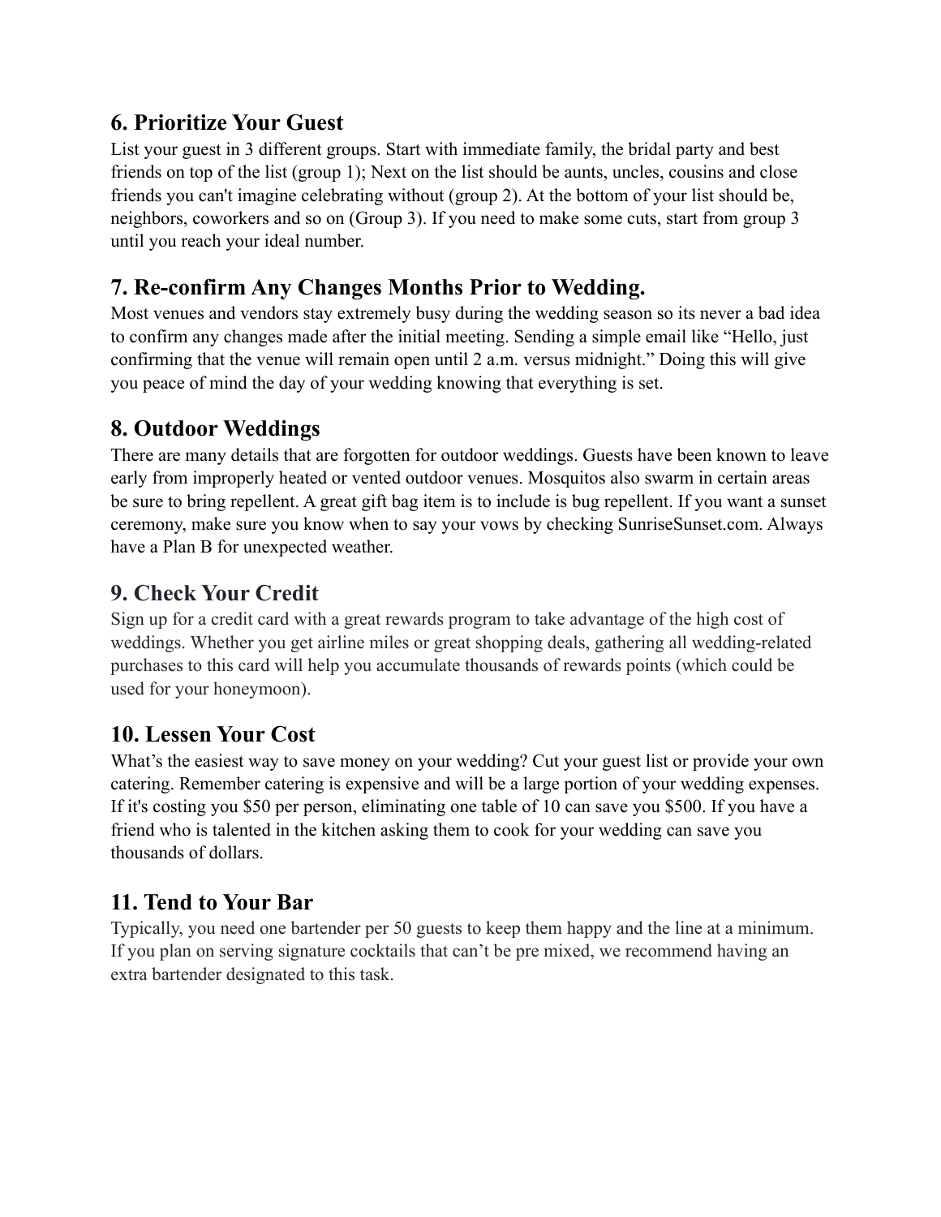## 6. Prioritize Your Guest

List your guest in 3 different groups. Start with immediate family, the bridal party and best friends on top of the list (group 1); Next on the list should be aunts, uncles, cousins and close friends you can't imagine celebrating without (group 2). At the bottom of your list should be, neighbors, coworkers and so on (Group 3). If you need to make some cuts, start from group 3 until you reach your ideal number.

## 7. Re-confirm Any Changes Months Prior to Wedding.

Most venues and vendors stay extremely busy during the wedding season so its never a bad idea to confirm any changes made after the initial meeting. Sending a simple email like "Hello, just confirming that the venue will remain open until 2 a.m. versus midnight." Doing this will give you peace of mind the day of your wedding knowing that everything is set.

## 8. Outdoor Weddings

There are many details that are forgotten for outdoor weddings. Guests have been known to leave early from improperly heated or vented outdoor venues. Mosquitos also swarm in certain areas be sure to bring repellent. A great gift bag item is to include is bug repellent. If you want a sunset ceremony, make sure you know when to say your vows by checking SunriseSunset.com. Always have a Plan B for unexpected weather.

## 9. Check Your Credit

Sign up for a credit card with a great rewards program to take advantage of the high cost of weddings. Whether you get airline miles or great shopping deals, gathering all wedding-related purchases to this card will help you accumulate thousands of rewards points (which could be used for your honeymoon).

## 10. Lessen Your Cost

What's the easiest way to save money on your wedding? Cut your guest list or provide your own catering. Remember catering is expensive and will be a large portion of your wedding expenses. If it's costing you $50 per person, eliminating one table of 10 can save you $500. If you have a friend who is talented in the kitchen asking them to cook for your wedding can save you thousands of dollars.

## 11. Tend to Your Bar

Typically, you need one bartender per 50 guests to keep them happy and the line at a minimum. If you plan on serving signature cocktails that can't be pre mixed, we recommend having an extra bartender designated to this task.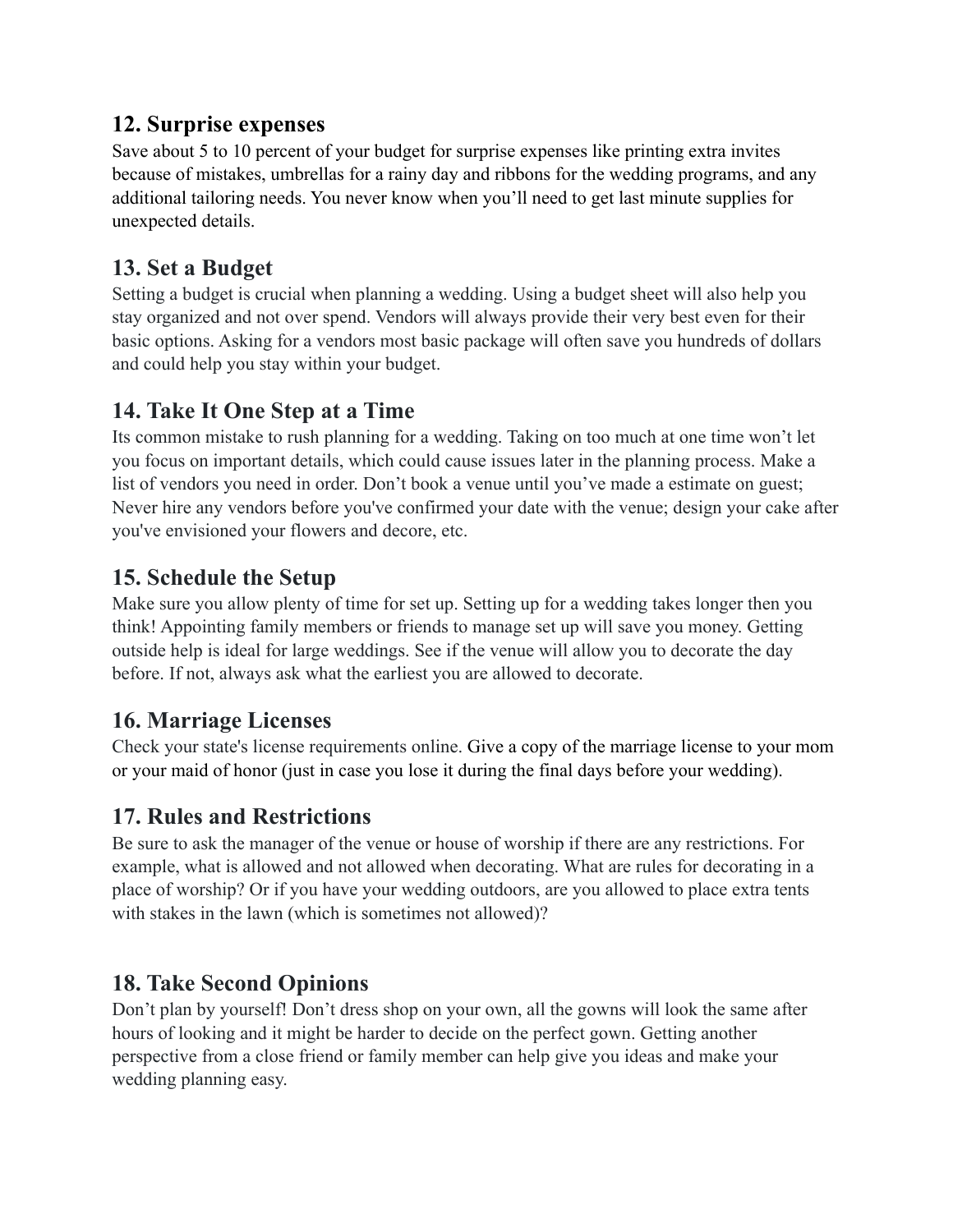## 12. Surprise expenses

Save about 5 to 10 percent of your budget for surprise expenses like printing extra invites because of mistakes, umbrellas for a rainy day and ribbons for the wedding programs, and any additional tailoring needs. You never know when you'll need to get last minute supplies for unexpected details.

## 13. Set a Budget

Setting a budget is crucial when planning a wedding. Using a budget sheet will also help you stay organized and not over spend. Vendors will always provide their very best even for their basic options. Asking for a vendors most basic package will often save you hundreds of dollars and could help you stay within your budget.

## 14. Take It One Step at a Time

Its common mistake to rush planning for a wedding. Taking on too much at one time won't let you focus on important details, which could cause issues later in the planning process. Make a list of vendors you need in order. Don't book a venue until you've made a estimate on guest; Never hire any vendors before you've confirmed your date with the venue; design your cake after you've envisioned your flowers and decore, etc.

## 15. Schedule the Setup

Make sure you allow plenty of time for set up. Setting up for a wedding takes longer then you think! Appointing family members or friends to manage set up will save you money. Getting outside help is ideal for large weddings. See if the venue will allow you to decorate the day before. If not, always ask what the earliest you are allowed to decorate.

## 16. Marriage Licenses

Check your state's license requirements online. Give a copy of the marriage license to your mom or your maid of honor (just in case you lose it during the final days before your wedding).

## 17. Rules and Restrictions

Be sure to ask the manager of the venue or house of worship if there are any restrictions. For example, what is allowed and not allowed when decorating. What are rules for decorating in a place of worship? Or if you have your wedding outdoors, are you allowed to place extra tents with stakes in the lawn (which is sometimes not allowed)?

## 18. Take Second Opinions

Don't plan by yourself! Don't dress shop on your own, all the gowns will look the same after hours of looking and it might be harder to decide on the perfect gown. Getting another perspective from a close friend or family member can help give you ideas and make your wedding planning easy.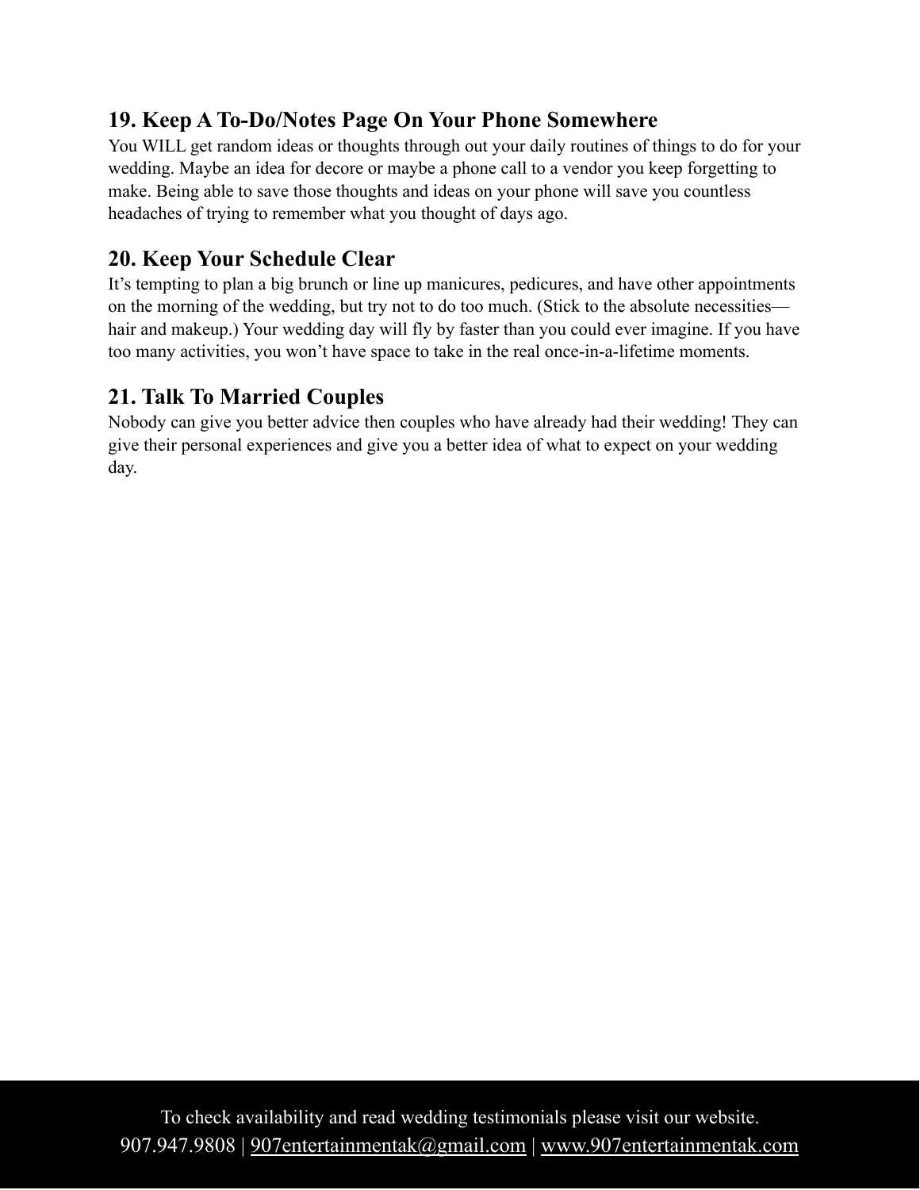### 19. Keep A To-Do/Notes Page On Your Phone Somewhere

You WILL get random ideas or thoughts through out your daily routines of things to do for your wedding. Maybe an idea for decore or maybe a phone call to a vendor you keep forgetting to make. Being able to save those thoughts and ideas on your phone will save you countless headaches of trying to remember what you thought of days ago.

### 20. Keep Your Schedule Clear

It's tempting to plan a big brunch or line up manicures, pedicures, and have other appointments on the morning of the wedding, but try not to do too much. (Stick to the absolute necessities—hair and makeup.) Your wedding day will fly by faster than you could ever imagine. If you have too many activities, you won't have space to take in the real once-in-a-lifetime moments.

### 21. Talk To Married Couples

Nobody can give you better advice then couples who have already had their wedding! They can give their personal experiences and give you a better idea of what to expect on your wedding day.

To check availability and read wedding testimonials please visit our website.
907.947.9808 | 907entertainmentak@gmail.com | www.907entertainmentak.com